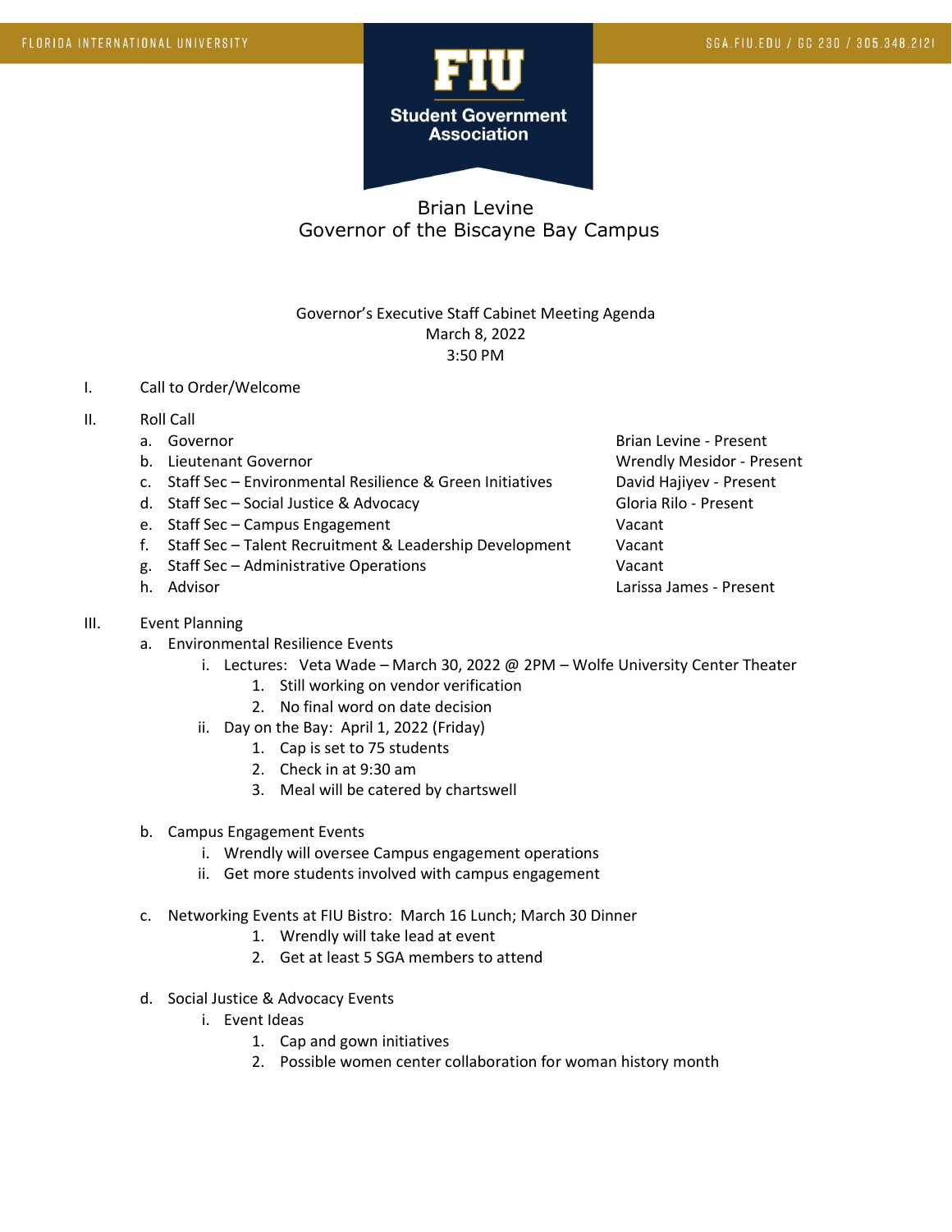FLORIDA INTERNATIONAL UNIVERSITY

SGA.FIU.EDU / GC 230 / 305.348.2121

FIU Student Government Association

# Brian Levine
## Governor of the Biscayne Bay Campus

Governor's Executive Staff Cabinet Meeting Agenda
March 8, 2022
3:50 PM

I. Call to Order/Welcome

II. Roll Call

| | Position | Name |
|---|---|---|
| a. | Governor | Brian Levine - Present |
| b. | Lieutenant Governor | Wrendly Mesidor - Present |
| c. | Staff Sec – Environmental Resilience & Green Initiatives | David Hajiyev - Present |
| d. | Staff Sec – Social Justice & Advocacy | Gloria Rilo - Present |
| e. | Staff Sec – Campus Engagement | Vacant |
| f. | Staff Sec – Talent Recruitment & Leadership Development | Vacant |
| g. | Staff Sec – Administrative Operations | Vacant |
| h. | Advisor | Larissa James - Present |

III. Event Planning

a. Environmental Resilience Events
   - i. Lectures: Veta Wade – March 30, 2022 @ 2PM – Wolfe University Center Theater
     1. Still working on vendor verification
     2. No final word on date decision
   - ii. Day on the Bay: April 1, 2022 (Friday)
     1. Cap is set to 75 students
     2. Check in at 9:30 am
     3. Meal will be catered by chartswell

b. Campus Engagement Events
   - i. Wrendly will oversee Campus engagement operations
   - ii. Get more students involved with campus engagement

c. Networking Events at FIU Bistro: March 16 Lunch; March 30 Dinner
   1. Wrendly will take lead at event
   2. Get at least 5 SGA members to attend

d. Social Justice & Advocacy Events
   - i. Event Ideas
     1. Cap and gown initiatives
     2. Possible women center collaboration for woman history month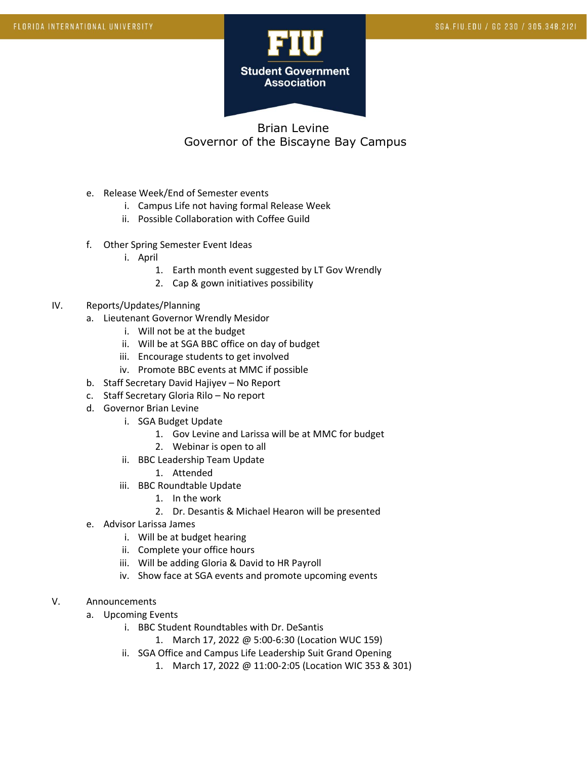Brian Levine
Governor of the Biscayne Bay Campus

- e. Release Week/End of Semester events
  - i. Campus Life not having formal Release Week
  - ii. Possible Collaboration with Coffee Guild
- f. Other Spring Semester Event Ideas
  - i. April
    1. Earth month event suggested by LT Gov Wrendly
    2. Cap & gown initiatives possibility

IV. Reports/Updates/Planning

- a. Lieutenant Governor Wrendly Mesidor
  - i. Will not be at the budget
  - ii. Will be at SGA BBC office on day of budget
  - iii. Encourage students to get involved
  - iv. Promote BBC events at MMC if possible
- b. Staff Secretary David Hajiyev – No Report
- c. Staff Secretary Gloria Rilo – No report
- d. Governor Brian Levine
  - i. SGA Budget Update
    1. Gov Levine and Larissa will be at MMC for budget
    2. Webinar is open to all
  - ii. BBC Leadership Team Update
    1. Attended
  - iii. BBC Roundtable Update
    1. In the work
    2. Dr. Desantis & Michael Hearon will be presented
- e. Advisor Larissa James
  - i. Will be at budget hearing
  - ii. Complete your office hours
  - iii. Will be adding Gloria & David to HR Payroll
  - iv. Show face at SGA events and promote upcoming events

V. Announcements

- a. Upcoming Events
  - i. BBC Student Roundtables with Dr. DeSantis
    1. March 17, 2022 @ 5:00-6:30 (Location WUC 159)
  - ii. SGA Office and Campus Life Leadership Suit Grand Opening
    1. March 17, 2022 @ 11:00-2:05 (Location WIC 353 & 301)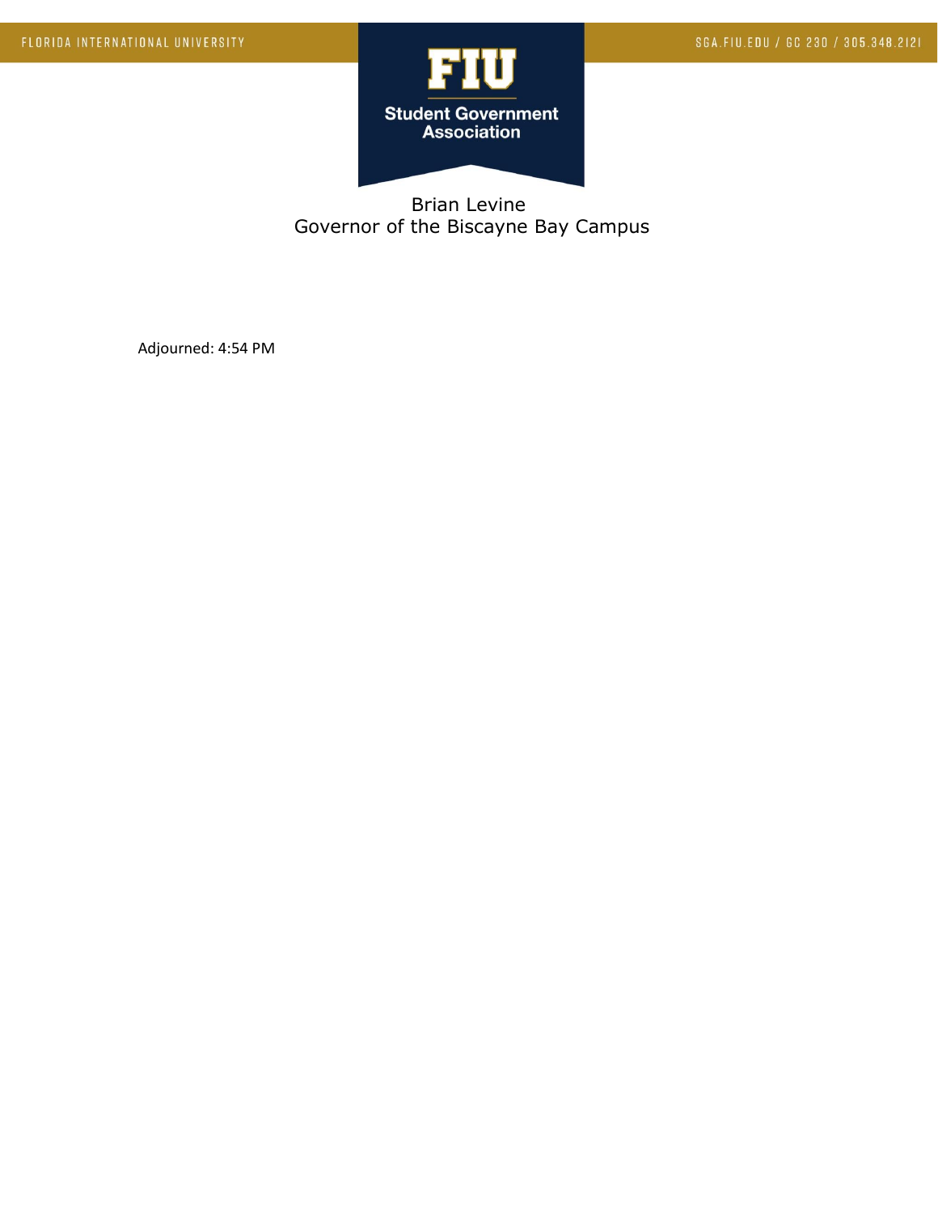Brian Levine
Governor of the Biscayne Bay Campus

Adjourned: 4:54 PM